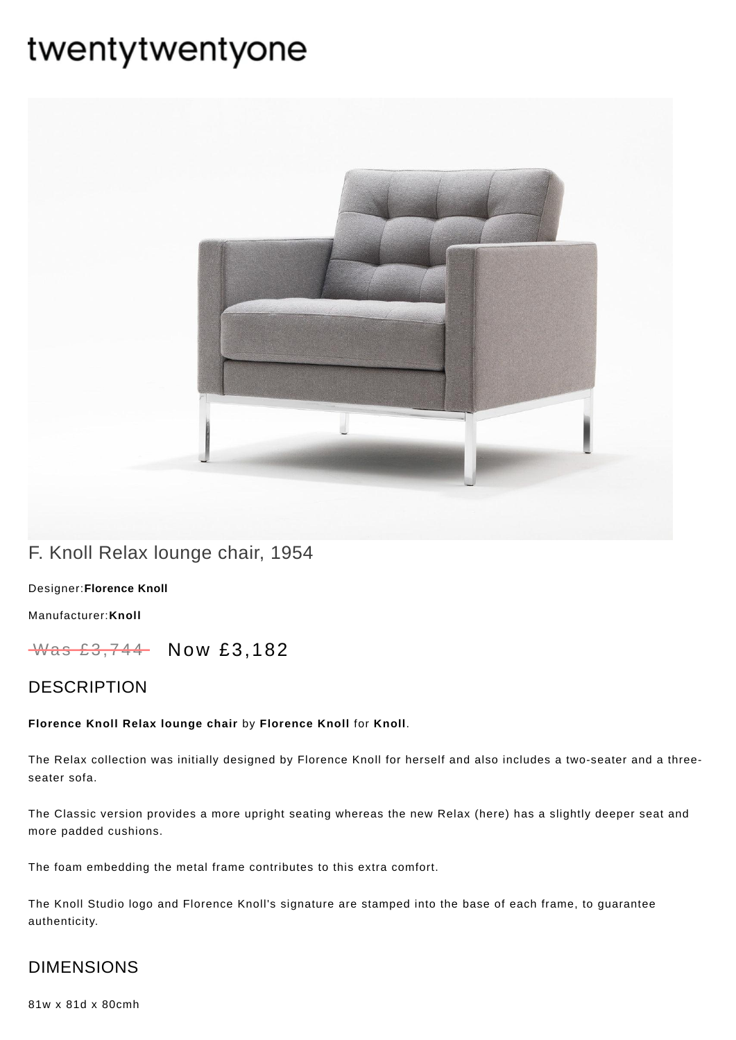# twentytwentyone

## F. Knoll Relax lounge chair, 1954

Designer:**Florence Knoll**

Manufacturer:**Knoll**

~~Was £3,744~~ Now £3,182

## DESCRIPTION

**Florence Knoll Relax lounge chair** by **Florence Knoll** for **Knoll**.

The Relax collection was initially designed by Florence Knoll for herself and also includes a two-seater and a three-seater sofa.

The Classic version provides a more upright seating whereas the new Relax (here) has a slightly deeper seat and more padded cushions.

The foam embedding the metal frame contributes to this extra comfort.

The Knoll Studio logo and Florence Knoll's signature are stamped into the base of each frame, to guarantee authenticity.

## DIMENSIONS

81w x 81d x 80cmh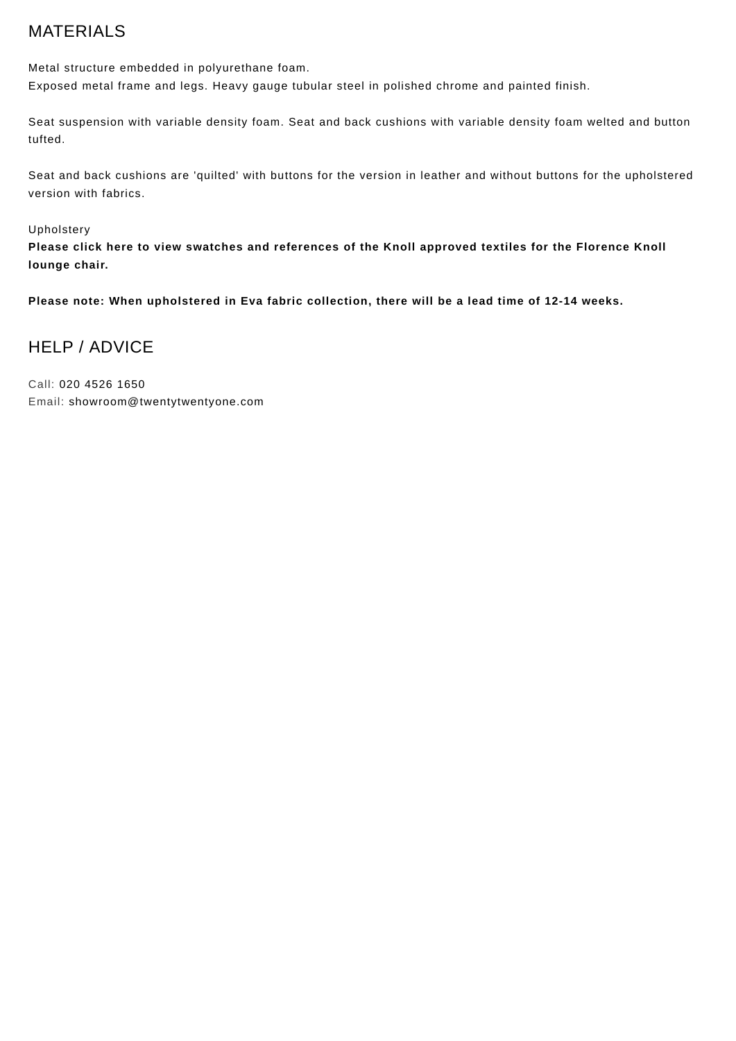## MATERIALS

Metal structure embedded in polyurethane foam.
Exposed metal frame and legs. Heavy gauge tubular steel in polished chrome and painted finish.

Seat suspension with variable density foam. Seat and back cushions with variable density foam welted and button tufted.

Seat and back cushions are 'quilted' with buttons for the version in leather and without buttons for the upholstered version with fabrics.

Upholstery
**Please click here to view swatches and references of the Knoll approved textiles for the Florence Knoll lounge chair.**

**Please note: When upholstered in Eva fabric collection, there will be a lead time of 12-14 weeks.**

## HELP / ADVICE

Call: 020 4526 1650
Email: showroom@twentytwentyone.com